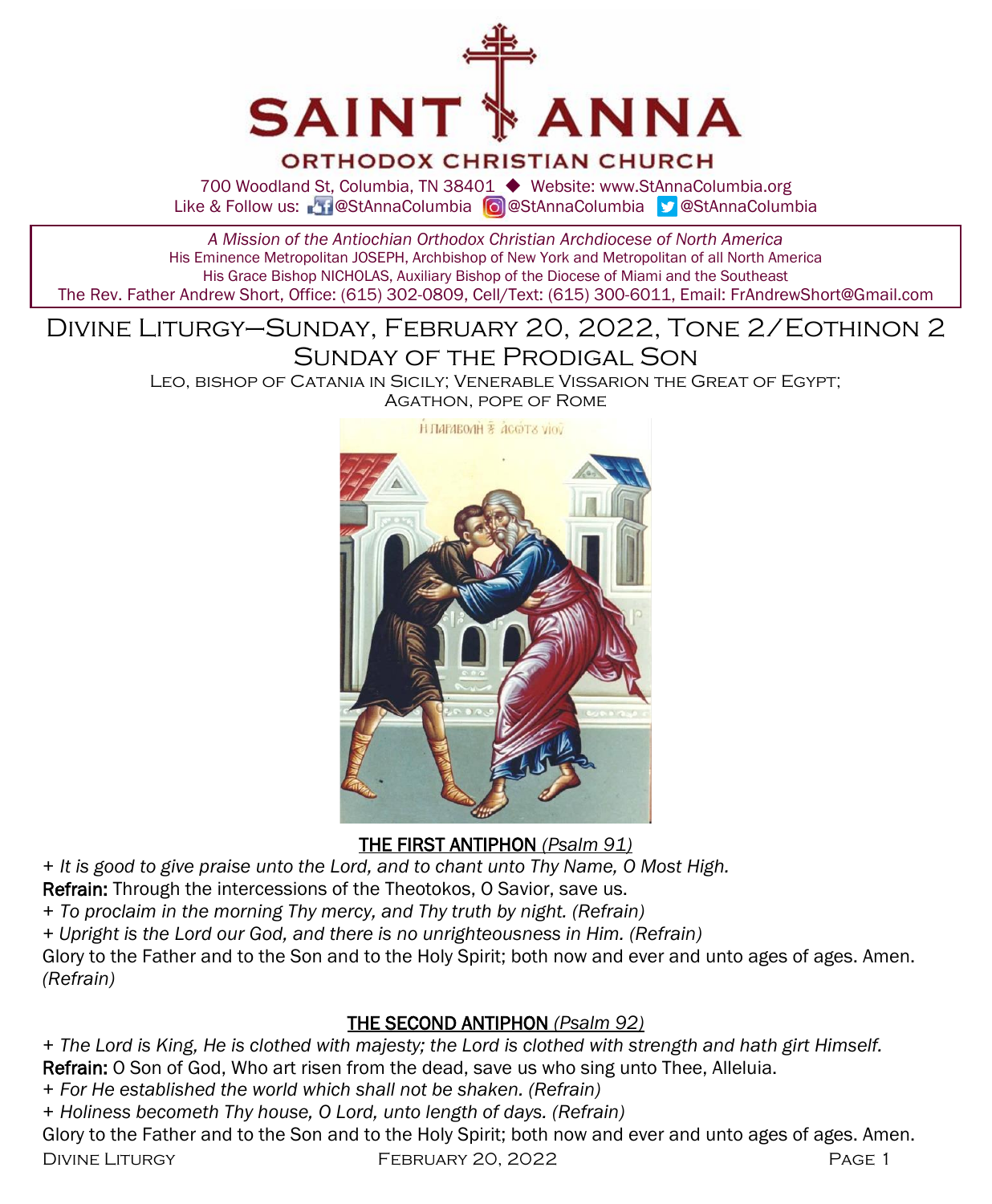# SAINT ANNA

## ORTHODOX CHRISTIAN CHURCH

700 Woodland St, Columbia, TN 38401 ◆ Website: www.StAnnaColumbia.org
Like & Follow us: @StAnnaColumbia @StAnnaColumbia @StAnnaColumbia

*A Mission of the Antiochian Orthodox Christian Archdiocese of North America*
His Eminence Metropolitan JOSEPH, Archbishop of New York and Metropolitan of all North America
His Grace Bishop NICHOLAS, Auxiliary Bishop of the Diocese of Miami and the Southeast
The Rev. Father Andrew Short, Office: (615) 302-0809, Cell/Text: (615) 300-6011, Email: FrAndrewShort@Gmail.com

# Divine Liturgy—Sunday, February 20, 2022, Tone 2/Eothinon 2

## Sunday of the Prodigal Son

Leo, bishop of Catania in Sicily; Venerable Vissarion the Great of Egypt; Agathon, pope of Rome

### THE FIRST ANTIPHON *(Psalm 91)*

*+ It is good to give praise unto the Lord, and to chant unto Thy Name, O Most High.*
**Refrain:** Through the intercessions of the Theotokos, O Savior, save us.
*+ To proclaim in the morning Thy mercy, and Thy truth by night. (Refrain)*
*+ Upright is the Lord our God, and there is no unrighteousness in Him. (Refrain)*
Glory to the Father and to the Son and to the Holy Spirit; both now and ever and unto ages of ages. Amen. *(Refrain)*

### THE SECOND ANTIPHON *(Psalm 92)*

*+ The Lord is King, He is clothed with majesty; the Lord is clothed with strength and hath girt Himself.*
**Refrain:** O Son of God, Who art risen from the dead, save us who sing unto Thee, Alleluia.
*+ For He established the world which shall not be shaken. (Refrain)*
*+ Holiness becometh Thy house, O Lord, unto length of days. (Refrain)*
Glory to the Father and to the Son and to the Holy Spirit; both now and ever and unto ages of ages. Amen.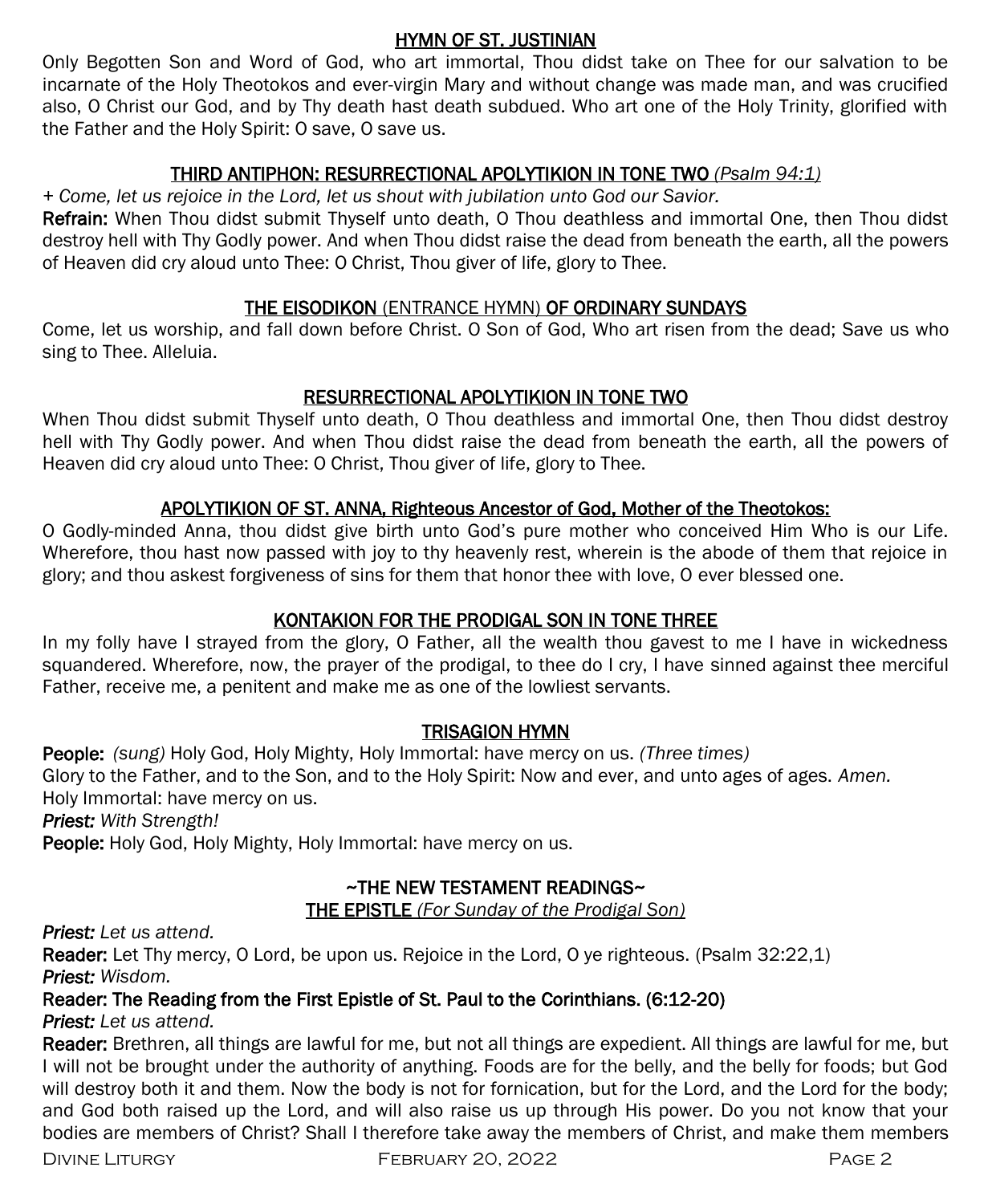## HYMN OF ST. JUSTINIAN

Only Begotten Son and Word of God, who art immortal, Thou didst take on Thee for our salvation to be incarnate of the Holy Theotokos and ever-virgin Mary and without change was made man, and was crucified also, O Christ our God, and by Thy death hast death subdued. Who art one of the Holy Trinity, glorified with the Father and the Holy Spirit: O save, O save us.

## THIRD ANTIPHON: RESURRECTIONAL APOLYTIKION IN TONE TWO *(Psalm 94:1)*

*+ Come, let us rejoice in the Lord, let us shout with jubilation unto God our Savior.*

**Refrain:** When Thou didst submit Thyself unto death, O Thou deathless and immortal One, then Thou didst destroy hell with Thy Godly power. And when Thou didst raise the dead from beneath the earth, all the powers of Heaven did cry aloud unto Thee: O Christ, Thou giver of life, glory to Thee.

## THE EISODIKON (ENTRANCE HYMN) OF ORDINARY SUNDAYS

Come, let us worship, and fall down before Christ. O Son of God, Who art risen from the dead; Save us who sing to Thee. Alleluia.

## RESURRECTIONAL APOLYTIKION IN TONE TWO

When Thou didst submit Thyself unto death, O Thou deathless and immortal One, then Thou didst destroy hell with Thy Godly power. And when Thou didst raise the dead from beneath the earth, all the powers of Heaven did cry aloud unto Thee: O Christ, Thou giver of life, glory to Thee.

## APOLYTIKION OF ST. ANNA, Righteous Ancestor of God, Mother of the Theotokos:

O Godly-minded Anna, thou didst give birth unto God's pure mother who conceived Him Who is our Life. Wherefore, thou hast now passed with joy to thy heavenly rest, wherein is the abode of them that rejoice in glory; and thou askest forgiveness of sins for them that honor thee with love, O ever blessed one.

## KONTAKION FOR THE PRODIGAL SON IN TONE THREE

In my folly have I strayed from the glory, O Father, all the wealth thou gavest to me I have in wickedness squandered. Wherefore, now, the prayer of the prodigal, to thee do I cry, I have sinned against thee merciful Father, receive me, a penitent and make me as one of the lowliest servants.

## TRISAGION HYMN

**People:** *(sung)* Holy God, Holy Mighty, Holy Immortal: have mercy on us. *(Three times)*
Glory to the Father, and to the Son, and to the Holy Spirit: Now and ever, and unto ages of ages. *Amen.*
Holy Immortal: have mercy on us.
***Priest:*** *With Strength!*
**People:** Holy God, Holy Mighty, Holy Immortal: have mercy on us.

## ~THE NEW TESTAMENT READINGS~

### THE EPISTLE *(For Sunday of the Prodigal Son)*

***Priest:*** *Let us attend.*
**Reader:** Let Thy mercy, O Lord, be upon us. Rejoice in the Lord, O ye righteous. (Psalm 32:22,1)
***Priest:*** *Wisdom.*
**Reader: The Reading from the First Epistle of St. Paul to the Corinthians. (6:12-20)**
***Priest:*** *Let us attend.*
**Reader:** Brethren, all things are lawful for me, but not all things are expedient. All things are lawful for me, but I will not be brought under the authority of anything. Foods are for the belly, and the belly for foods; but God will destroy both it and them. Now the body is not for fornication, but for the Lord, and the Lord for the body; and God both raised up the Lord, and will also raise us up through His power. Do you not know that your bodies are members of Christ? Shall I therefore take away the members of Christ, and make them members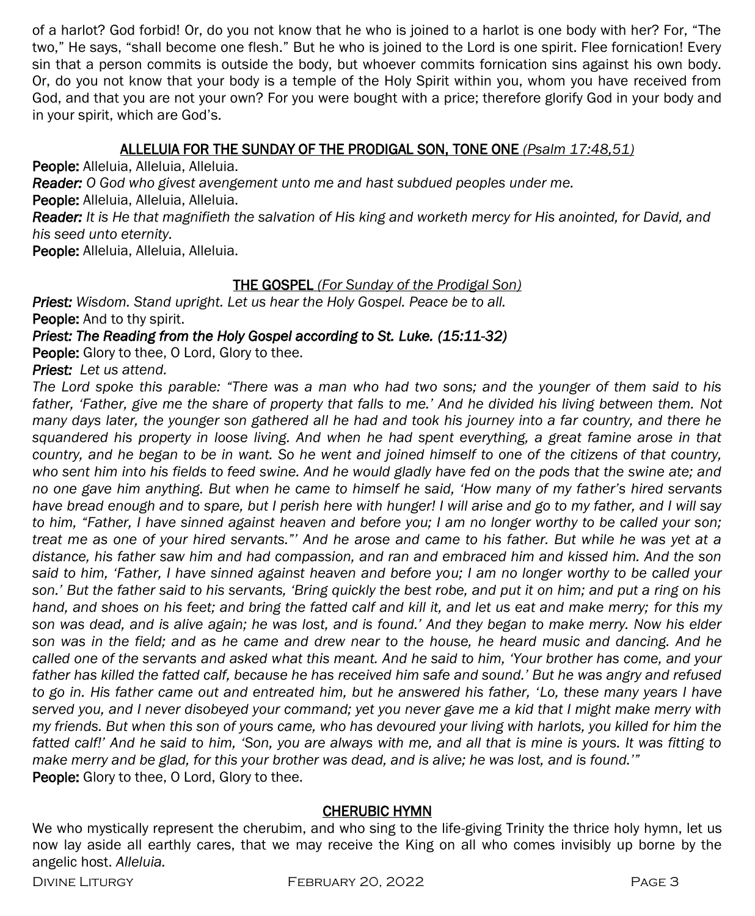of a harlot? God forbid! Or, do you not know that he who is joined to a harlot is one body with her? For, "The two," He says, "shall become one flesh." But he who is joined to the Lord is one spirit. Flee fornication! Every sin that a person commits is outside the body, but whoever commits fornication sins against his own body. Or, do you not know that your body is a temple of the Holy Spirit within you, whom you have received from God, and that you are not your own? For you were bought with a price; therefore glorify God in your body and in your spirit, which are God's.

## ALLELUIA FOR THE SUNDAY OF THE PRODIGAL SON, TONE ONE *(Psalm 17:48,51)*

**People:** Alleluia, Alleluia, Alleluia.

***Reader:*** *O God who givest avengement unto me and hast subdued peoples under me.*

**People:** Alleluia, Alleluia, Alleluia.

***Reader:*** *It is He that magnifieth the salvation of His king and worketh mercy for His anointed, for David, and his seed unto eternity.*

**People:** Alleluia, Alleluia, Alleluia.

## THE GOSPEL *(For Sunday of the Prodigal Son)*

***Priest:*** *Wisdom. Stand upright. Let us hear the Holy Gospel. Peace be to all.*

**People:** And to thy spirit.

***Priest: The Reading from the Holy Gospel according to St. Luke. (15:11-32)***

**People:** Glory to thee, O Lord, Glory to thee.

***Priest:*** *Let us attend.*

*The Lord spoke this parable: "There was a man who had two sons; and the younger of them said to his father, 'Father, give me the share of property that falls to me.' And he divided his living between them. Not many days later, the younger son gathered all he had and took his journey into a far country, and there he squandered his property in loose living. And when he had spent everything, a great famine arose in that country, and he began to be in want. So he went and joined himself to one of the citizens of that country, who sent him into his fields to feed swine. And he would gladly have fed on the pods that the swine ate; and no one gave him anything. But when he came to himself he said, 'How many of my father's hired servants have bread enough and to spare, but I perish here with hunger! I will arise and go to my father, and I will say to him, "Father, I have sinned against heaven and before you; I am no longer worthy to be called your son; treat me as one of your hired servants."' And he arose and came to his father. But while he was yet at a distance, his father saw him and had compassion, and ran and embraced him and kissed him. And the son said to him, 'Father, I have sinned against heaven and before you; I am no longer worthy to be called your son.' But the father said to his servants, 'Bring quickly the best robe, and put it on him; and put a ring on his hand, and shoes on his feet; and bring the fatted calf and kill it, and let us eat and make merry; for this my son was dead, and is alive again; he was lost, and is found.' And they began to make merry. Now his elder son was in the field; and as he came and drew near to the house, he heard music and dancing. And he called one of the servants and asked what this meant. And he said to him, 'Your brother has come, and your father has killed the fatted calf, because he has received him safe and sound.' But he was angry and refused to go in. His father came out and entreated him, but he answered his father, 'Lo, these many years I have served you, and I never disobeyed your command; yet you never gave me a kid that I might make merry with my friends. But when this son of yours came, who has devoured your living with harlots, you killed for him the fatted calf!' And he said to him, 'Son, you are always with me, and all that is mine is yours. It was fitting to make merry and be glad, for this your brother was dead, and is alive; he was lost, and is found.'"*

**People:** Glory to thee, O Lord, Glory to thee.

## CHERUBIC HYMN

We who mystically represent the cherubim, and who sing to the life-giving Trinity the thrice holy hymn, let us now lay aside all earthly cares, that we may receive the King on all who comes invisibly up borne by the angelic host. *Alleluia.*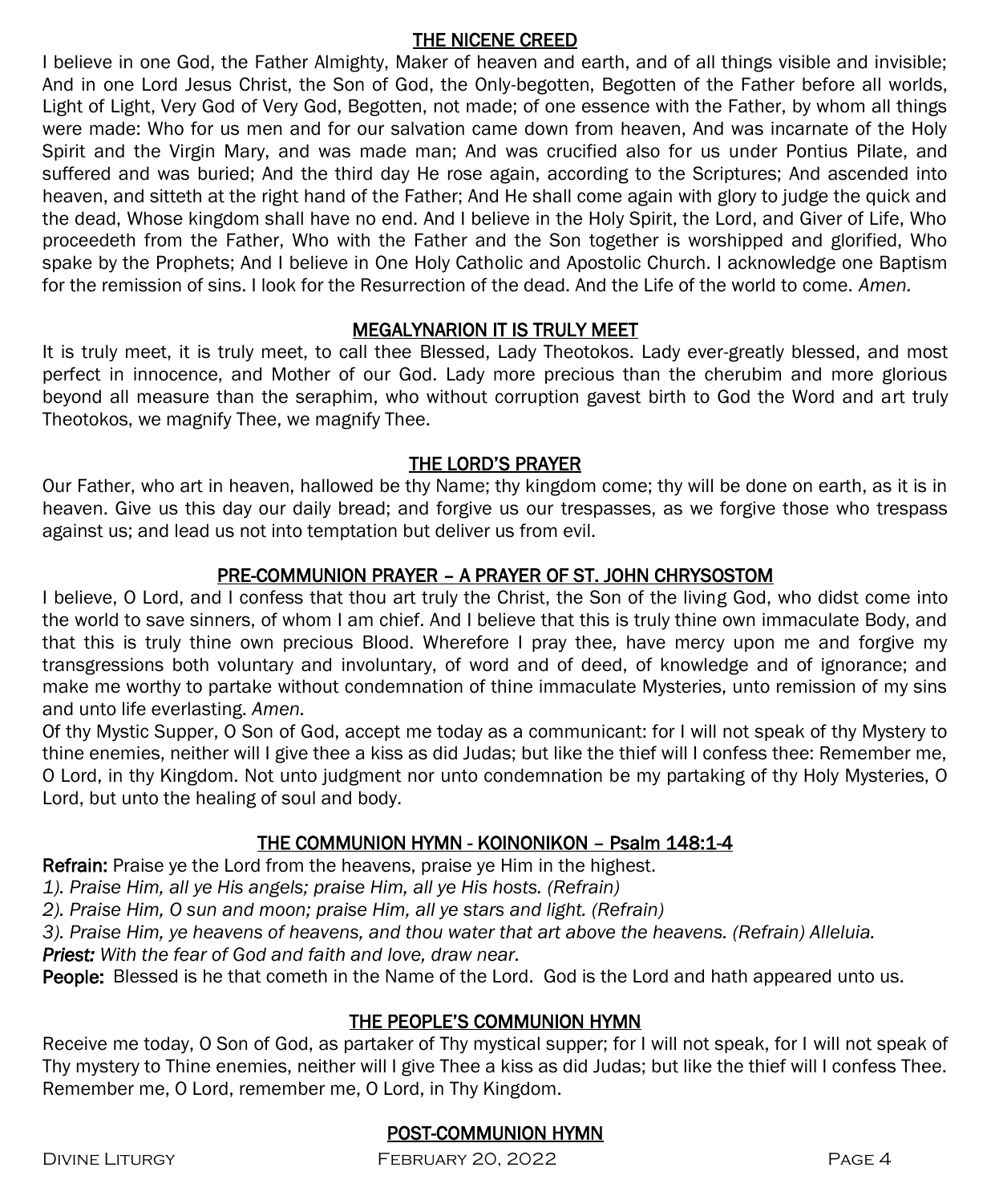## THE NICENE CREED

I believe in one God, the Father Almighty, Maker of heaven and earth, and of all things visible and invisible; And in one Lord Jesus Christ, the Son of God, the Only-begotten, Begotten of the Father before all worlds, Light of Light, Very God of Very God, Begotten, not made; of one essence with the Father, by whom all things were made: Who for us men and for our salvation came down from heaven, And was incarnate of the Holy Spirit and the Virgin Mary, and was made man; And was crucified also for us under Pontius Pilate, and suffered and was buried; And the third day He rose again, according to the Scriptures; And ascended into heaven, and sitteth at the right hand of the Father; And He shall come again with glory to judge the quick and the dead, Whose kingdom shall have no end. And I believe in the Holy Spirit, the Lord, and Giver of Life, Who proceedeth from the Father, Who with the Father and the Son together is worshipped and glorified, Who spake by the Prophets; And I believe in One Holy Catholic and Apostolic Church. I acknowledge one Baptism for the remission of sins. I look for the Resurrection of the dead. And the Life of the world to come. *Amen.*

## MEGALYNARION IT IS TRULY MEET

It is truly meet, it is truly meet, to call thee Blessed, Lady Theotokos. Lady ever-greatly blessed, and most perfect in innocence, and Mother of our God. Lady more precious than the cherubim and more glorious beyond all measure than the seraphim, who without corruption gavest birth to God the Word and art truly Theotokos, we magnify Thee, we magnify Thee.

## THE LORD'S PRAYER

Our Father, who art in heaven, hallowed be thy Name; thy kingdom come; thy will be done on earth, as it is in heaven. Give us this day our daily bread; and forgive us our trespasses, as we forgive those who trespass against us; and lead us not into temptation but deliver us from evil.

## PRE-COMMUNION PRAYER – A PRAYER OF ST. JOHN CHRYSOSTOM

I believe, O Lord, and I confess that thou art truly the Christ, the Son of the living God, who didst come into the world to save sinners, of whom I am chief. And I believe that this is truly thine own immaculate Body, and that this is truly thine own precious Blood. Wherefore I pray thee, have mercy upon me and forgive my transgressions both voluntary and involuntary, of word and of deed, of knowledge and of ignorance; and make me worthy to partake without condemnation of thine immaculate Mysteries, unto remission of my sins and unto life everlasting. *Amen.*

Of thy Mystic Supper, O Son of God, accept me today as a communicant: for I will not speak of thy Mystery to thine enemies, neither will I give thee a kiss as did Judas; but like the thief will I confess thee: Remember me, O Lord, in thy Kingdom. Not unto judgment nor unto condemnation be my partaking of thy Holy Mysteries, O Lord, but unto the healing of soul and body.

## THE COMMUNION HYMN - KOINONIKON – Psalm 148:1-4

**Refrain:** Praise ye the Lord from the heavens, praise ye Him in the highest.

*1). Praise Him, all ye His angels; praise Him, all ye His hosts. (Refrain)*

*2). Praise Him, O sun and moon; praise Him, all ye stars and light. (Refrain)*

*3). Praise Him, ye heavens of heavens, and thou water that art above the heavens. (Refrain) Alleluia.*

***Priest:*** *With the fear of God and faith and love, draw near.*

**People:** Blessed is he that cometh in the Name of the Lord. God is the Lord and hath appeared unto us.

## THE PEOPLE'S COMMUNION HYMN

Receive me today, O Son of God, as partaker of Thy mystical supper; for I will not speak, for I will not speak of Thy mystery to Thine enemies, neither will I give Thee a kiss as did Judas; but like the thief will I confess Thee. Remember me, O Lord, remember me, O Lord, in Thy Kingdom.

## POST-COMMUNION HYMN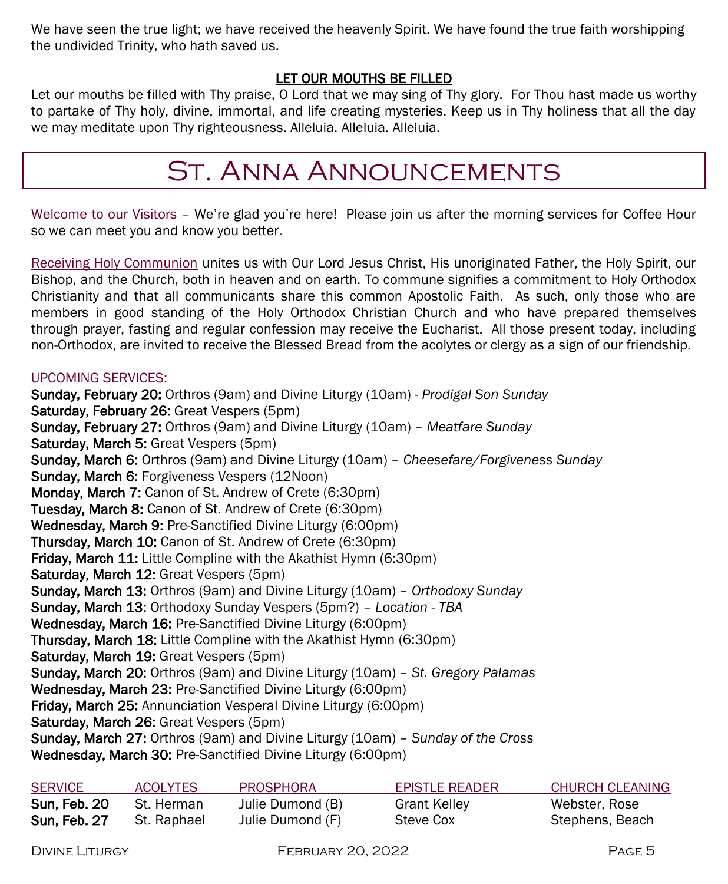We have seen the true light; we have received the heavenly Spirit. We have found the true faith worshipping the undivided Trinity, who hath saved us.

### LET OUR MOUTHS BE FILLED

Let our mouths be filled with Thy praise, O Lord that we may sing of Thy glory. For Thou hast made us worthy to partake of Thy holy, divine, immortal, and life creating mysteries. Keep us in Thy holiness that all the day we may meditate upon Thy righteousness. Alleluia. Alleluia. Alleluia.

# St. Anna Announcements

Welcome to our Visitors – We're glad you're here! Please join us after the morning services for Coffee Hour so we can meet you and know you better.

Receiving Holy Communion unites us with Our Lord Jesus Christ, His unoriginated Father, the Holy Spirit, our Bishop, and the Church, both in heaven and on earth. To commune signifies a commitment to Holy Orthodox Christianity and that all communicants share this common Apostolic Faith. As such, only those who are members in good standing of the Holy Orthodox Christian Church and who have prepared themselves through prayer, fasting and regular confession may receive the Eucharist. All those present today, including non-Orthodox, are invited to receive the Blessed Bread from the acolytes or clergy as a sign of our friendship.

UPCOMING SERVICES:

**Sunday, February 20:** Orthros (9am) and Divine Liturgy (10am) - *Prodigal Son Sunday*
**Saturday, February 26:** Great Vespers (5pm)
**Sunday, February 27:** Orthros (9am) and Divine Liturgy (10am) – *Meatfare Sunday*
**Saturday, March 5:** Great Vespers (5pm)
**Sunday, March 6:** Orthros (9am) and Divine Liturgy (10am) – *Cheesefare/Forgiveness Sunday*
**Sunday, March 6:** Forgiveness Vespers (12Noon)
**Monday, March 7:** Canon of St. Andrew of Crete (6:30pm)
**Tuesday, March 8:** Canon of St. Andrew of Crete (6:30pm)
**Wednesday, March 9:** Pre-Sanctified Divine Liturgy (6:00pm)
**Thursday, March 10:** Canon of St. Andrew of Crete (6:30pm)
**Friday, March 11:** Little Compline with the Akathist Hymn (6:30pm)
**Saturday, March 12:** Great Vespers (5pm)
**Sunday, March 13:** Orthros (9am) and Divine Liturgy (10am) – *Orthodoxy Sunday*
**Sunday, March 13:** Orthodoxy Sunday Vespers (5pm?) – *Location - TBA*
**Wednesday, March 16:** Pre-Sanctified Divine Liturgy (6:00pm)
**Thursday, March 18:** Little Compline with the Akathist Hymn (6:30pm)
**Saturday, March 19:** Great Vespers (5pm)
**Sunday, March 20:** Orthros (9am) and Divine Liturgy (10am) – *St. Gregory Palamas*
**Wednesday, March 23:** Pre-Sanctified Divine Liturgy (6:00pm)
**Friday, March 25:** Annunciation Vesperal Divine Liturgy (6:00pm)
**Saturday, March 26:** Great Vespers (5pm)
**Sunday, March 27:** Orthros (9am) and Divine Liturgy (10am) – *Sunday of the Cross*
**Wednesday, March 30:** Pre-Sanctified Divine Liturgy (6:00pm)

| SERVICE | ACOLYTES | PROSPHORA | EPISTLE READER | CHURCH CLEANING |
|---|---|---|---|---|
| **Sun, Feb. 20** | St. Herman | Julie Dumond (B) | Grant Kelley | Webster, Rose |
| **Sun, Feb. 27** | St. Raphael | Julie Dumond (F) | Steve Cox | Stephens, Beach |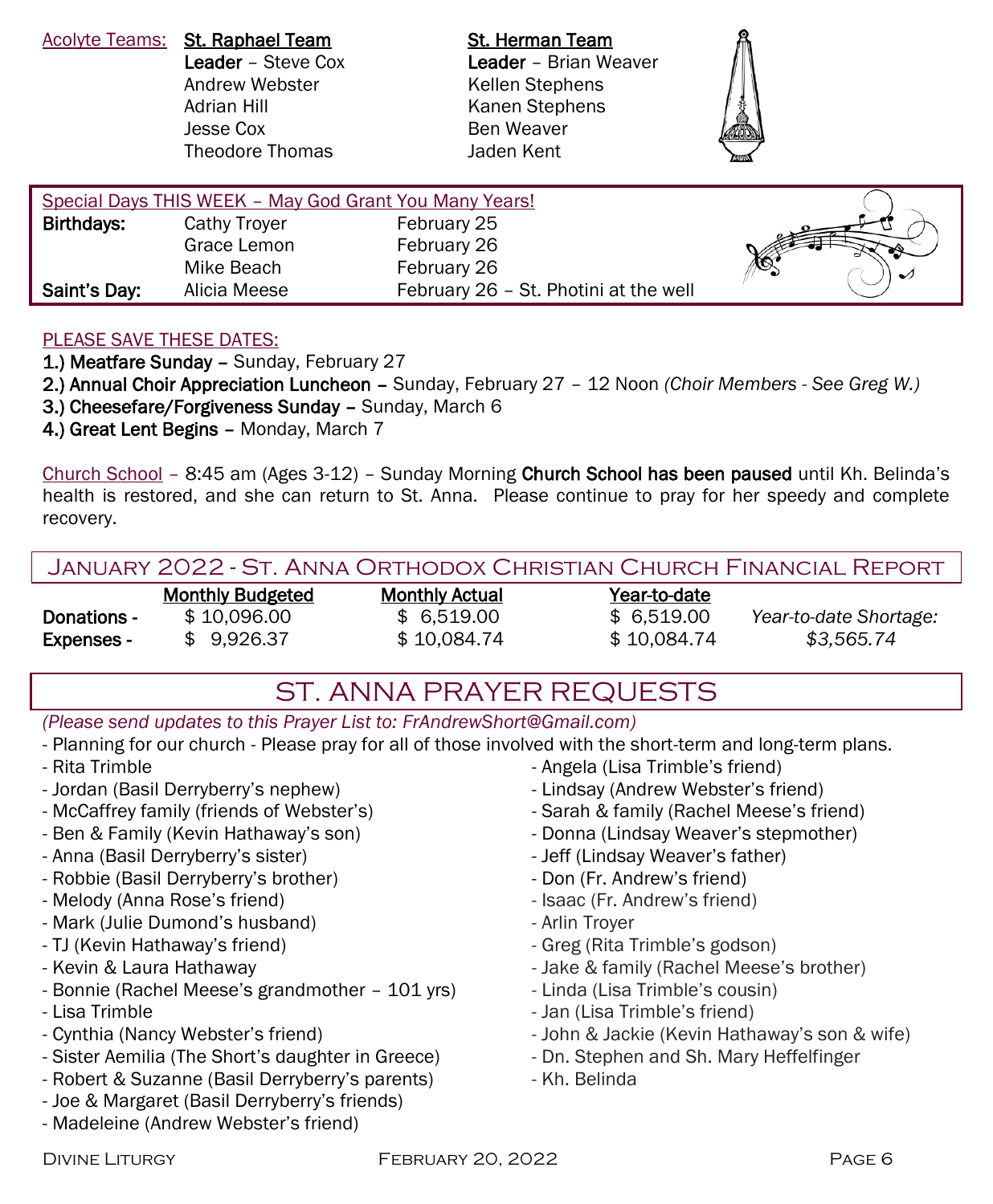Acolyte Teams:

| St. Raphael Team | St. Herman Team |
| --- | --- |
| **Leader** – Steve Cox | **Leader** – Brian Weaver |
| Andrew Webster | Kellen Stephens |
| Adrian Hill | Kanen Stephens |
| Jesse Cox | Ben Weaver |
| Theodore Thomas | Jaden Kent |

Special Days THIS WEEK – May God Grant You Many Years!

| | | |
| --- | --- | --- |
| **Birthdays:** | Cathy Troyer | February 25 |
| | Grace Lemon | February 26 |
| | Mike Beach | February 26 |
| **Saint's Day:** | Alicia Meese | February 26 – St. Photini at the well |

PLEASE SAVE THESE DATES:

**1.) Meatfare Sunday –** Sunday, February 27
**2.) Annual Choir Appreciation Luncheon –** Sunday, February 27 – 12 Noon *(Choir Members - See Greg W.)*
**3.) Cheesefare/Forgiveness Sunday –** Sunday, March 6
**4.) Great Lent Begins –** Monday, March 7

Church School – 8:45 am (Ages 3-12) – Sunday Morning **Church School has been paused** until Kh. Belinda's health is restored, and she can return to St. Anna. Please continue to pray for her speedy and complete recovery.

## January 2022 - St. Anna Orthodox Christian Church Financial Report

| | Monthly Budgeted | Monthly Actual | Year-to-date | |
| --- | --- | --- | --- | --- |
| **Donations -** | $ 10,096.00 | $ 6,519.00 | $ 6,519.00 | *Year-to-date Shortage:* |
| **Expenses -** | $ 9,926.37 | $ 10,084.74 | $ 10,084.74 | *$3,565.74* |

## ST. ANNA PRAYER REQUESTS

*(Please send updates to this Prayer List to: FrAndrewShort@Gmail.com)*

- Planning for our church - Please pray for all of those involved with the short-term and long-term plans.
- Rita Trimble
- Jordan (Basil Derryberry's nephew)
- McCaffrey family (friends of Webster's)
- Ben & Family (Kevin Hathaway's son)
- Anna (Basil Derryberry's sister)
- Robbie (Basil Derryberry's brother)
- Melody (Anna Rose's friend)
- Mark (Julie Dumond's husband)
- TJ (Kevin Hathaway's friend)
- Kevin & Laura Hathaway
- Bonnie (Rachel Meese's grandmother – 101 yrs)
- Lisa Trimble
- Cynthia (Nancy Webster's friend)
- Sister Aemilia (The Short's daughter in Greece)
- Robert & Suzanne (Basil Derryberry's parents)
- Joe & Margaret (Basil Derryberry's friends)
- Madeleine (Andrew Webster's friend)
- Angela (Lisa Trimble's friend)
- Lindsay (Andrew Webster's friend)
- Sarah & family (Rachel Meese's friend)
- Donna (Lindsay Weaver's stepmother)
- Jeff (Lindsay Weaver's father)
- Don (Fr. Andrew's friend)
- Isaac (Fr. Andrew's friend)
- Arlin Troyer
- Greg (Rita Trimble's godson)
- Jake & family (Rachel Meese's brother)
- Linda (Lisa Trimble's cousin)
- Jan (Lisa Trimble's friend)
- John & Jackie (Kevin Hathaway's son & wife)
- Dn. Stephen and Sh. Mary Heffelfinger
- Kh. Belinda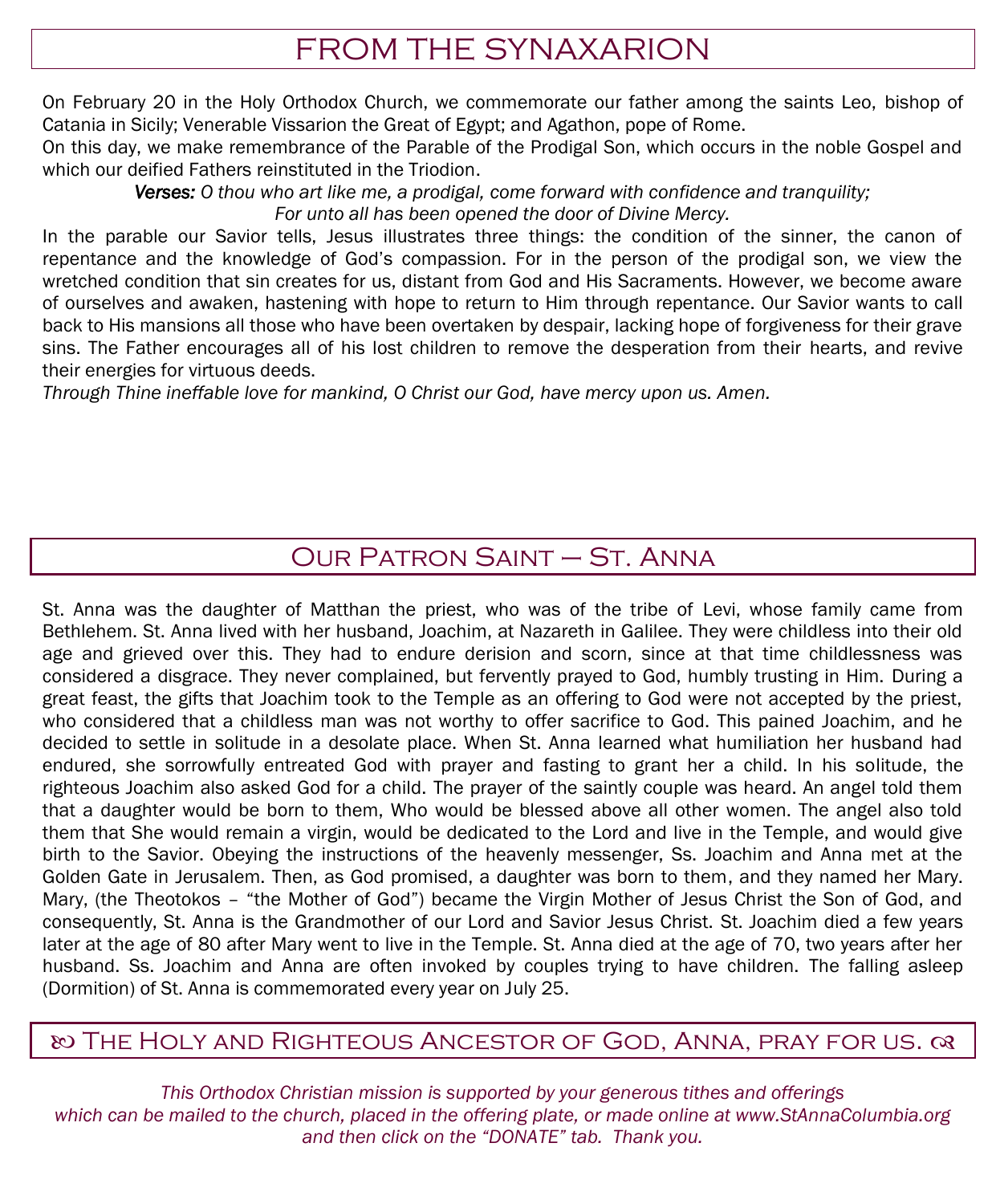## FROM THE SYNAXARION

On February 20 in the Holy Orthodox Church, we commemorate our father among the saints Leo, bishop of Catania in Sicily; Venerable Vissarion the Great of Egypt; and Agathon, pope of Rome.

On this day, we make remembrance of the Parable of the Prodigal Son, which occurs in the noble Gospel and which our deified Fathers reinstituted in the Triodion.

*Verses: O thou who art like me, a prodigal, come forward with confidence and tranquility;*
*For unto all has been opened the door of Divine Mercy.*

In the parable our Savior tells, Jesus illustrates three things: the condition of the sinner, the canon of repentance and the knowledge of God's compassion. For in the person of the prodigal son, we view the wretched condition that sin creates for us, distant from God and His Sacraments. However, we become aware of ourselves and awaken, hastening with hope to return to Him through repentance. Our Savior wants to call back to His mansions all those who have been overtaken by despair, lacking hope of forgiveness for their grave sins. The Father encourages all of his lost children to remove the desperation from their hearts, and revive their energies for virtuous deeds.

*Through Thine ineffable love for mankind, O Christ our God, have mercy upon us. Amen.*

## Our Patron Saint – St. Anna

St. Anna was the daughter of Matthan the priest, who was of the tribe of Levi, whose family came from Bethlehem. St. Anna lived with her husband, Joachim, at Nazareth in Galilee. They were childless into their old age and grieved over this. They had to endure derision and scorn, since at that time childlessness was considered a disgrace. They never complained, but fervently prayed to God, humbly trusting in Him. During a great feast, the gifts that Joachim took to the Temple as an offering to God were not accepted by the priest, who considered that a childless man was not worthy to offer sacrifice to God. This pained Joachim, and he decided to settle in solitude in a desolate place. When St. Anna learned what humiliation her husband had endured, she sorrowfully entreated God with prayer and fasting to grant her a child. In his solitude, the righteous Joachim also asked God for a child. The prayer of the saintly couple was heard. An angel told them that a daughter would be born to them, Who would be blessed above all other women. The angel also told them that She would remain a virgin, would be dedicated to the Lord and live in the Temple, and would give birth to the Savior. Obeying the instructions of the heavenly messenger, Ss. Joachim and Anna met at the Golden Gate in Jerusalem. Then, as God promised, a daughter was born to them, and they named her Mary. Mary, (the Theotokos – "the Mother of God") became the Virgin Mother of Jesus Christ the Son of God, and consequently, St. Anna is the Grandmother of our Lord and Savior Jesus Christ. St. Joachim died a few years later at the age of 80 after Mary went to live in the Temple. St. Anna died at the age of 70, two years after her husband. Ss. Joachim and Anna are often invoked by couples trying to have children. The falling asleep (Dormition) of St. Anna is commemorated every year on July 25.

**The Holy and Righteous Ancestor of God, Anna, pray for us.**

*This Orthodox Christian mission is supported by your generous tithes and offerings which can be mailed to the church, placed in the offering plate, or made online at www.StAnnaColumbia.org and then click on the "DONATE" tab. Thank you.*